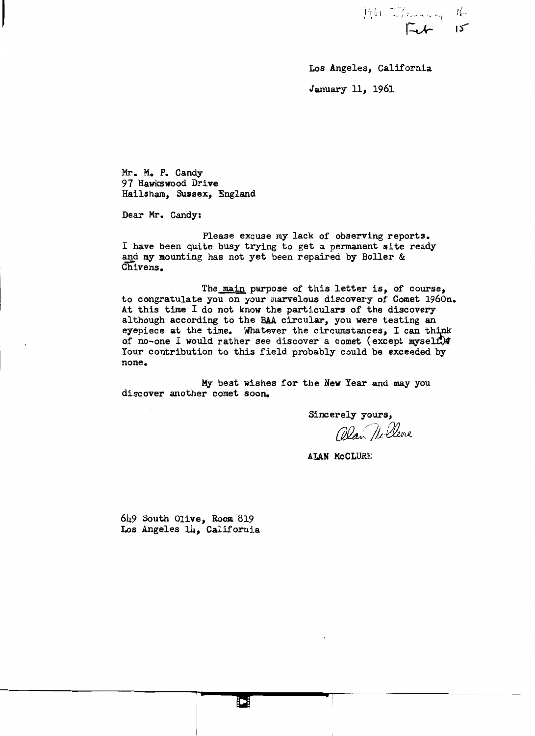1961 January 16
Feb 15

Los Angeles, California

January 11, 1961

Mr. M. P. Candy
97 Hawkswood Drive
Hailsham, Sussex, England

Dear Mr. Candy:

Please excuse my lack of observing reports. I have been quite busy trying to get a permanent site ready and my mounting has not yet been repaired by Boller & Chivens.

The main purpose of this letter is, of course, to congratulate you on your marvelous discovery of Comet 1960n. At this time I do not know the particulars of the discovery although according to the BAA circular, you were testing an eyepiece at the time. Whatever the circumstances, I can think of no-one I would rather see discover a comet (except myself). Your contribution to this field probably could be exceeded by none.

My best wishes for the New Year and may you discover another comet soon.

Sincerely yours,

Alan McClure

ALAN McCLURE

649 South Olive, Room 819
Los Angeles 14, California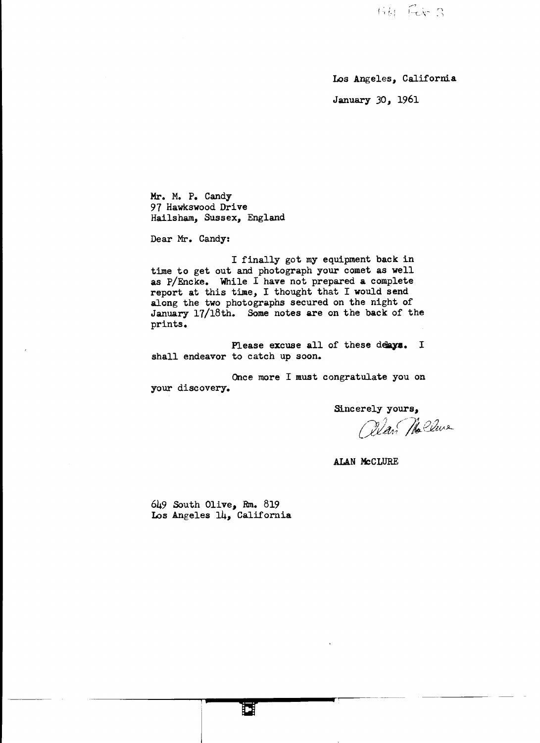Los Angeles, California

January 30, 1961

Mr. M. P. Candy
97 Hawkswood Drive
Hailsham, Sussex, England

Dear Mr. Candy:

I finally got my equipment back in time to get out and photograph your comet as well as P/Encke. While I have not prepared a complete report at this time, I thought that I would send along the two photographs secured on the night of January 17/18th. Some notes are on the back of the prints.

Please excuse all of these delays. I shall endeavor to catch up soon.

Once more I must congratulate you on your discovery.

Sincerely yours,

Alan McClure

ALAN McCLURE

649 South Olive, Rm. 819
Los Angeles 14, California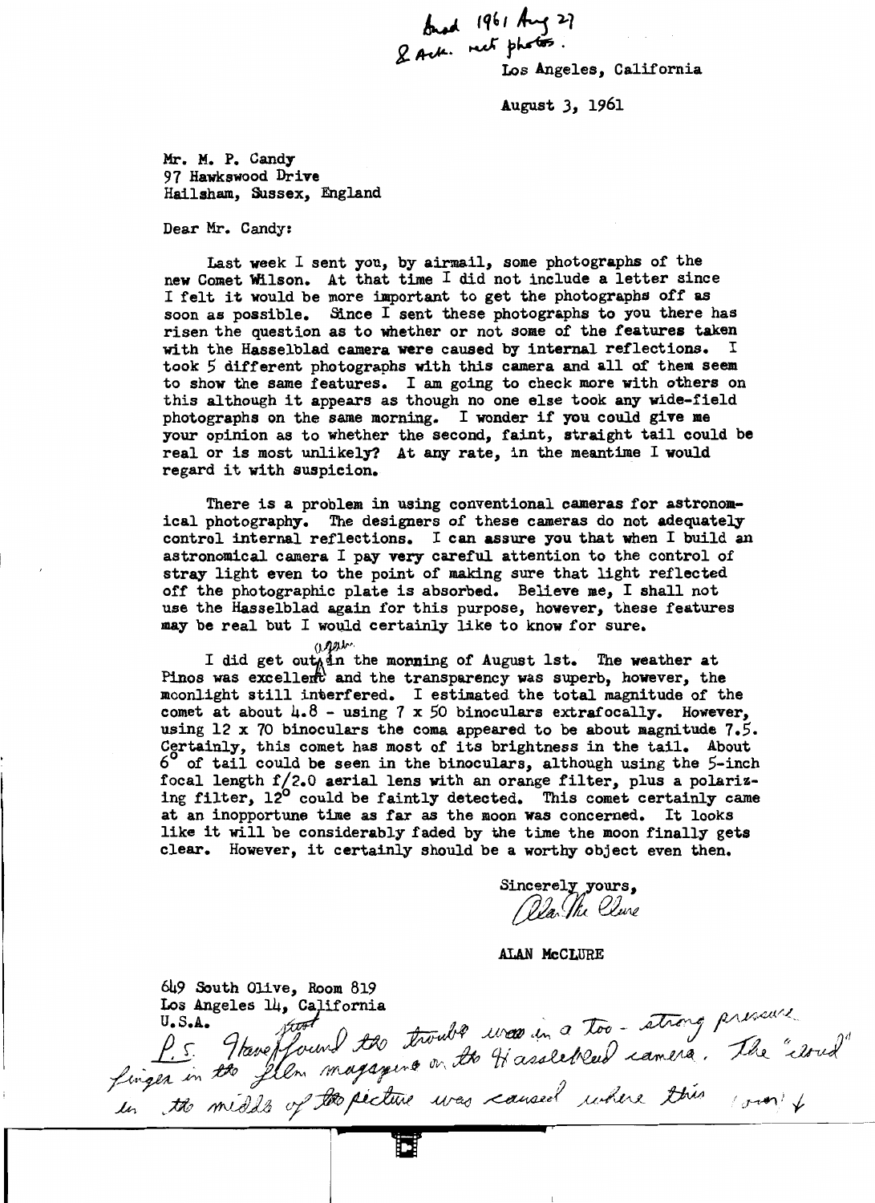Ansd 1961 Aug 27
& Ack. rect photos.

Los Angeles, California

August 3, 1961

Mr. M. P. Candy
97 Hawkswood Drive
Hailsham, Sussex, England

Dear Mr. Candy:

Last week I sent you, by airmail, some photographs of the new Comet Wilson. At that time I did not include a letter since I felt it would be more important to get the photographs off as soon as possible. Since I sent these photographs to you there has risen the question as to whether or not some of the features taken with the Hasselblad camera were caused by internal reflections. I took 5 different photographs with this camera and all of them seem to show the same features. I am going to check more with others on this although it appears as though no one else took any wide-field photographs on the same morning. I wonder if you could give me your opinion as to whether the second, faint, straight tail could be real or is most unlikely? At any rate, in the meantime I would regard it with suspicion.

There is a problem in using conventional cameras for astronomical photography. The designers of these cameras do not adequately control internal reflections. I can assure you that when I build an astronomical camera I pay very careful attention to the control of stray light even to the point of making sure that light reflected off the photographic plate is absorbed. Believe me, I shall not use the Hasselblad again for this purpose, however, these features may be real but I would certainly like to know for sure.

I did get out again in the morning of August 1st. The weather at Pinos was excellent and the transparency was superb, however, the moonlight still interfered. I estimated the total magnitude of the comet at about 4.8 - using 7 x 50 binoculars extrafocally. However, using 12 x 70 binoculars the coma appeared to be about magnitude 7.5. Certainly, this comet has most of its brightness in the tail. About 6° of tail could be seen in the binoculars, although using the 5-inch focal length f/2.0 aerial lens with an orange filter, plus a polarizing filter, 12° could be faintly detected. This comet certainly came at an inopportune time as far as the moon was concerned. It looks like it will be considerably faded by the time the moon finally gets clear. However, it certainly should be a worthy object even then.

Sincerely yours,
Alan McClure

ALAN McCLURE

649 South Olive, Room 819
Los Angeles 14, California
U.S.A.

P.S. I have just found the trouble was in a too-strong pressure finger in the film magazine on the Hasselblad camera. The "cloud" in the middle of the picture was caused where this (over)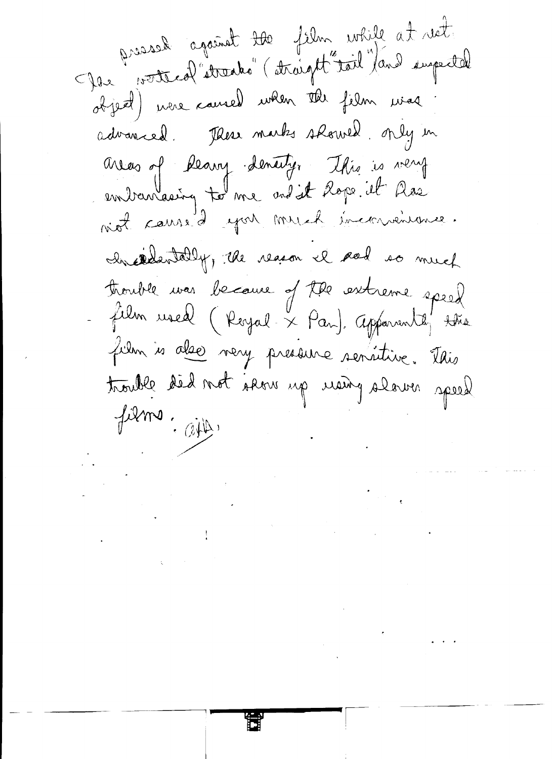pressed against the film while at rest. The vertical "streaks" (straight "tail") and suspected object) were caused when the film was advanced. These marks showed only in areas of heavy density. This is very embarrassing to me and it hope it has not caused you much inconvenience.

Incidentally, the reason I had so much trouble was because of the extreme speed film used (Royal X Pan). Apparently this film is also very pressure sensitive. This trouble did not show up using slower speed films. (JH)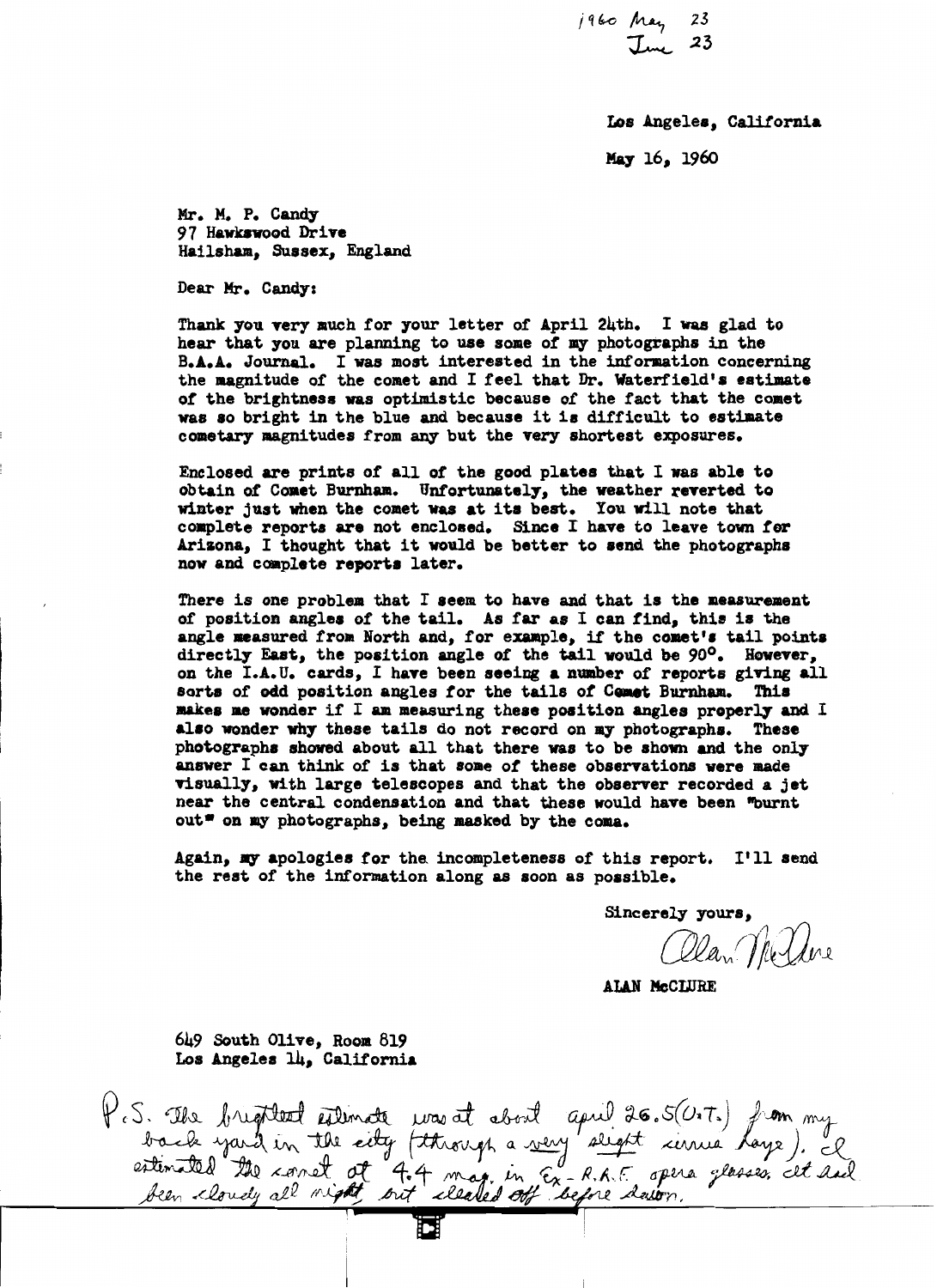1960 May 23
June 23

Los Angeles, California

May 16, 1960

Mr. M. P. Candy
97 Hawkswood Drive
Hailsham, Sussex, England

Dear Mr. Candy:

Thank you very much for your letter of April 24th. I was glad to hear that you are planning to use some of my photographs in the B.A.A. Journal. I was most interested in the information concerning the magnitude of the comet and I feel that Dr. Waterfield's estimate of the brightness was optimistic because of the fact that the comet was so bright in the blue and because it is difficult to estimate cometary magnitudes from any but the very shortest exposures.

Enclosed are prints of all of the good plates that I was able to obtain of Comet Burnham. Unfortunately, the weather reverted to winter just when the comet was at its best. You will note that complete reports are not enclosed. Since I have to leave town for Arizona, I thought that it would be better to send the photographs now and complete reports later.

There is one problem that I seem to have and that is the measurement of position angles of the tail. As far as I can find, this is the angle measured from North and, for example, if the comet's tail points directly East, the position angle of the tail would be 90°. However, on the I.A.U. cards, I have been seeing a number of reports giving all sorts of odd position angles for the tails of Comet Burnham. This makes me wonder if I am measuring these position angles properly and I also wonder why these tails do not record on my photographs. These photographs showed about all that there was to be shown and the only answer I can think of is that some of these observations were made visually, with large telescopes and that the observer recorded a jet near the central condensation and that these would have been "burnt out" on my photographs, being masked by the coma.

Again, my apologies for the incompleteness of this report. I'll send the rest of the information along as soon as possible.

Sincerely yours,

Alan McClure

ALAN McCLURE

649 South Olive, Room 819
Los Angeles 14, California

P.S. The brightest estimate was at about April 26.5(U.T.) from my back yard in the city (through a very slight cirrus haze). I estimated the comet at 4.4 mag. in Ex-R.A.F. opera glasses. It had been cloudy all night but cleared off before dawn.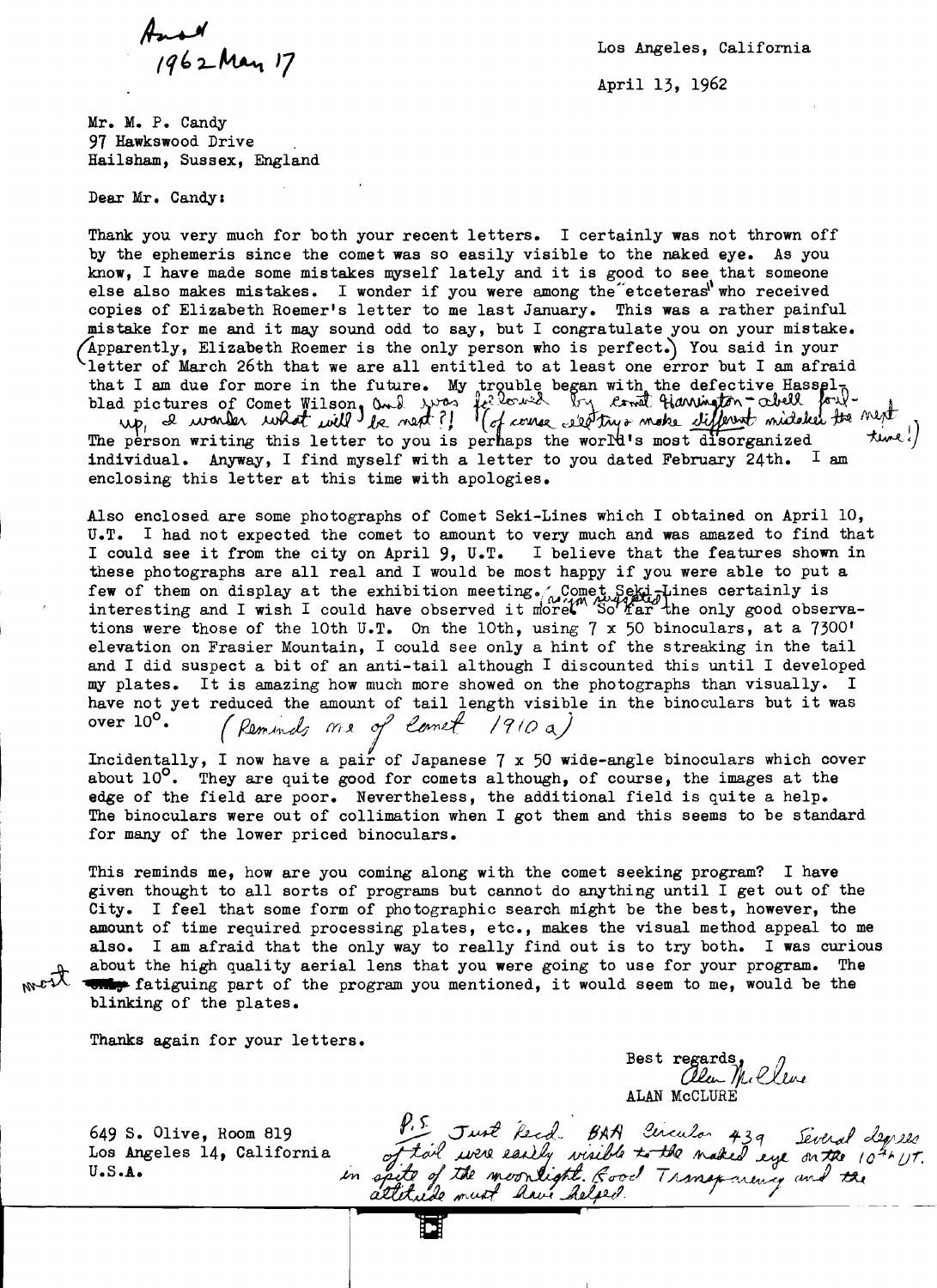Ans'd
1962 May 17

Los Angeles, California

April 13, 1962

Mr. M. P. Candy
97 Hawkswood Drive
Hailsham, Sussex, England

Dear Mr. Candy:

Thank you very much for both your recent letters. I certainly was not thrown off by the ephemeris since the comet was so easily visible to the naked eye. As you know, I have made some mistakes myself lately and it is good to see that someone else also makes mistakes. I wonder if you were among the "etceteras" who received copies of Elizabeth Roemer's letter to me last January. This was a rather painful mistake for me and it may sound odd to say, but I congratulate you on your mistake. (Apparently, Elizabeth Roemer is the only person who is perfect.) You said in your letter of March 26th that we are all entitled to at least one error but I am afraid that I am due for more in the future. My trouble began with the defective Hasselblad pictures of Comet Wilson, and was followed by comet Harrington-Abell foul-up, I wonder what will be next?! (of course I'll try to make different mistakes the next time!) The person writing this letter to you is perhaps the world's most disorganized individual. Anyway, I find myself with a letter to you dated February 24th. I am enclosing this letter at this time with apologies.

Also enclosed are some photographs of Comet Seki-Lines which I obtained on April 10, U.T. I had not expected the comet to amount to very much and was amazed to find that I could see it from the city on April 9, U.T. I believe that the features shown in these photographs are all real and I would be most happy if you were able to put a few of them on display at the exhibition meeting. Comet Seki-Lines certainly is interesting and I wish I could have observed it more (clouds ruined). So far the only good observations were those of the 10th U.T. On the 10th, using 7 x 50 binoculars, at a 7300' elevation on Frasier Mountain, I could see only a hint of the streaking in the tail and I did suspect a bit of an anti-tail although I discounted this until I developed my plates. It is amazing how much more showed on the photographs than visually. I have not yet reduced the amount of tail length visible in the binoculars but it was over 10°. (Reminds me of Comet 1910 a)

Incidentally, I now have a pair of Japanese 7 x 50 wide-angle binoculars which cover about 10°. They are quite good for comets although, of course, the images at the edge of the field are poor. Nevertheless, the additional field is quite a help. The binoculars were out of collimation when I got them and this seems to be standard for many of the lower priced binoculars.

This reminds me, how are you coming along with the comet seeking program? I have given thought to all sorts of programs but cannot do anything until I get out of the City. I feel that some form of photographic search might be the best, however, the amount of time required processing plates, etc., makes the visual method appeal to me also. I am afraid that the only way to really find out is to try both. I was curious about the high quality aerial lens that you were going to use for your program. The most fatiguing part of the program you mentioned, it would seem to me, would be the blinking of the plates.

Thanks again for your letters.

Best regards,
Alan McClure
ALAN McCLURE

649 S. Olive, Room 819
Los Angeles 14, California
U.S.A.

P.S. Just Rec'd. BAA Circular 439. Several degrees of tail were easily visible to the naked eye on the 10th UT. in spite of the moonlight. Good Transparency and the altitude must have helped.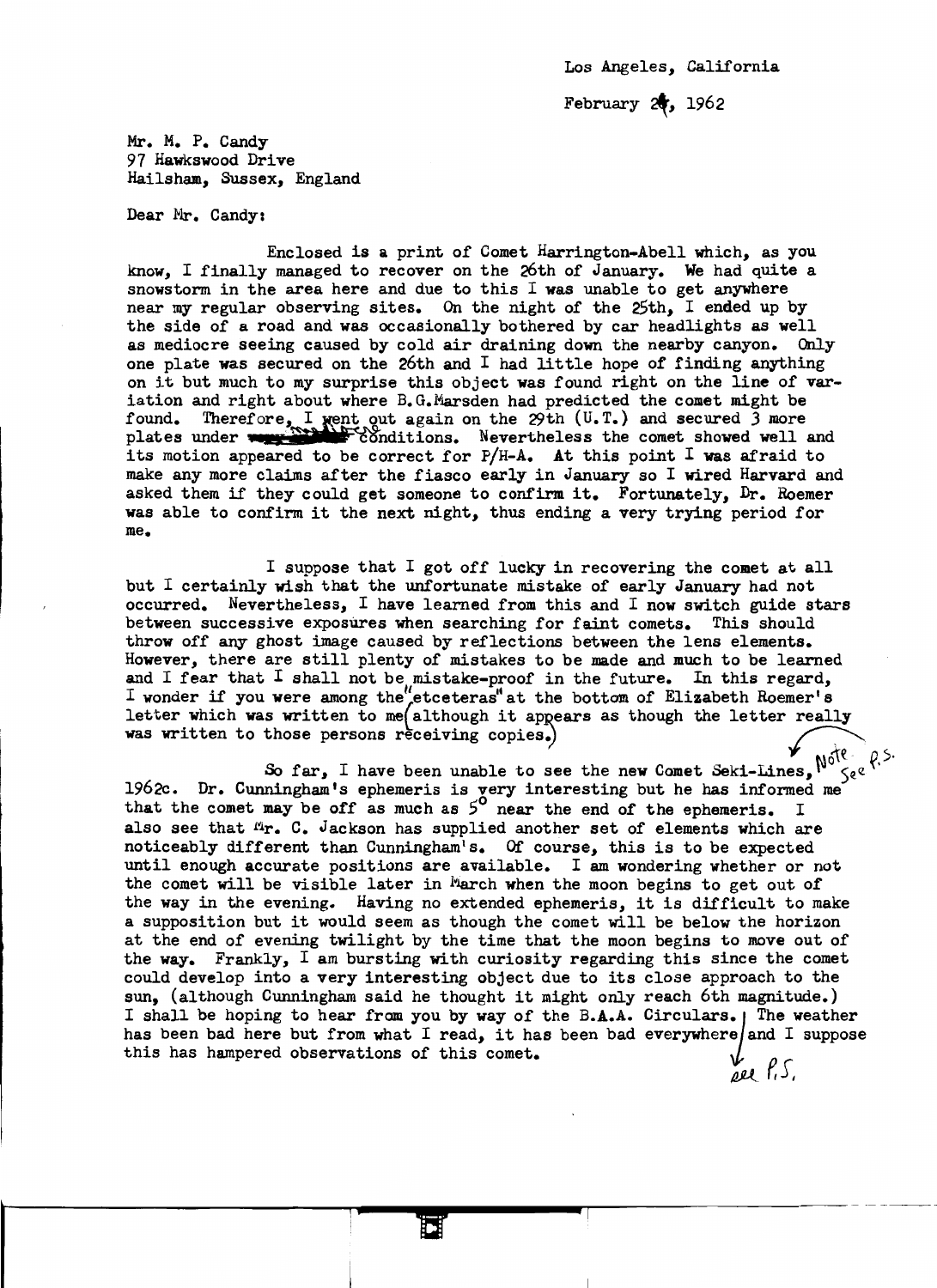Los Angeles, California

February 24, 1962

Mr. M. P. Candy
97 Hawkswood Drive
Hailsham, Sussex, England

Dear Mr. Candy:

Enclosed is a print of Comet Harrington-Abell which, as you know, I finally managed to recover on the 26th of January. We had quite a snowstorm in the area here and due to this I was unable to get anywhere near my regular observing sites. On the night of the 25th, I ended up by the side of a road and was occasionally bothered by car headlights as well as mediocre seeing caused by cold air draining down the nearby canyon. Only one plate was secured on the 26th and I had little hope of finding anything on it but much to my surprise this object was found right on the line of variation and right about where B.G.Marsden had predicted the comet might be found. Therefore, I went out again on the 29th (U.T.) and secured 3 more plates under ~~very~~ ~~poor~~ conditions. Nevertheless the comet showed well and its motion appeared to be correct for P/H-A. At this point I was afraid to make any more claims after the fiasco early in January so I wired Harvard and asked them if they could get someone to confirm it. Fortunately, Dr. Roemer was able to confirm it the next night, thus ending a very trying period for me.

I suppose that I got off lucky in recovering the comet at all but I certainly wish that the unfortunate mistake of early January had not occurred. Nevertheless, I have learned from this and I now switch guide stars between successive exposures when searching for faint comets. This should throw off any ghost image caused by reflections between the lens elements. However, there are still plenty of mistakes to be made and much to be learned and I fear that I shall not be mistake-proof in the future. In this regard, I wonder if you were among the "etceteras" at the bottom of Elizabeth Roemer's letter which was written to me (although it appears as though the letter really was written to those persons receiving copies.)

So far, I have been unable to see the new Comet Seki-Lines, 1962c. Dr. Cunningham's ephemeris is very interesting but he has informed me that the comet may be off as much as 5° near the end of the ephemeris. I also see that Mr. C. Jackson has supplied another set of elements which are noticeably different than Cunningham's. Of course, this is to be expected until enough accurate positions are available. I am wondering whether or not the comet will be visible later in March when the moon begins to get out of the way in the evening. Having no extended ephemeris, it is difficult to make a supposition but it would seem as though the comet will be below the horizon at the end of evening twilight by the time that the moon begins to move out of the way. Frankly, I am bursting with curiosity regarding this since the comet could develop into a very interesting object due to its close approach to the sun, (although Cunningham said he thought it might only reach 6th magnitude.) I shall be hoping to hear from you by way of the B.A.A. Circulars. The weather has been bad here but from what I read, it has been bad everywhere and I suppose this has hampered observations of this comet.

Note. See P.S.

see P.S.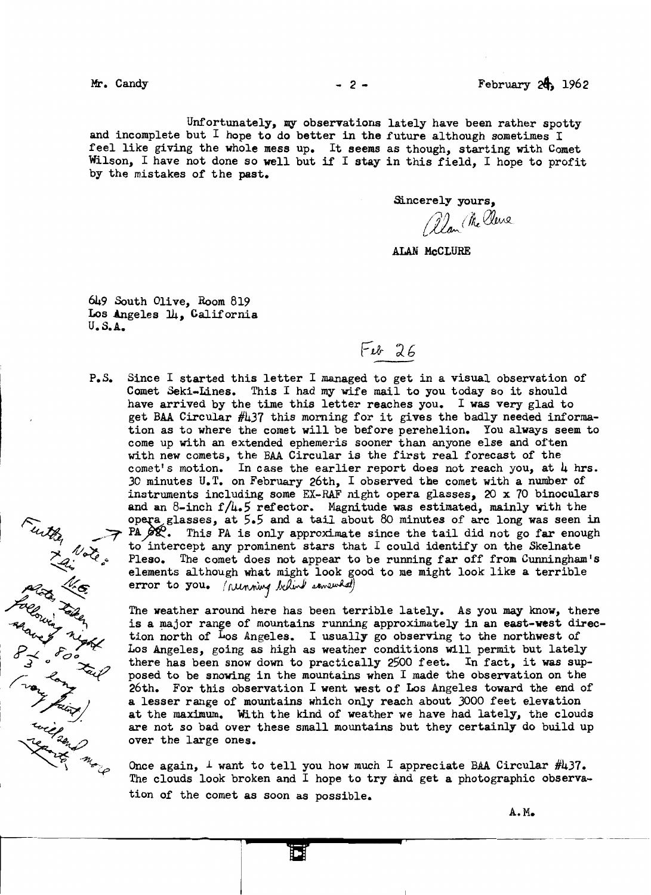Unfortunately, my observations lately have been rather spotty and incomplete but I hope to do better in the future although sometimes I feel like giving the whole mess up. It seems as though, starting with Comet Wilson, I have not done so well but if I stay in this field, I hope to profit by the mistakes of the past.

Sincerely yours,

*Alan McClure*

ALAN McCLURE

649 South Olive, Room 819
Los Angeles 14, California
U.S.A.

*Feb 26*

P.S. Since I started this letter I managed to get in a visual observation of Comet Seki-Lines. This I had my wife mail to you today so it should have arrived by the time this letter reaches you. I was very glad to get BAA Circular #437 this morning for it gives the badly needed information as to where the comet will be before perehelion. You always seem to come up with an extended ephemeris sooner than anyone else and often with new comets, the BAA Circular is the first real forecast of the comet's motion. In case the earlier report does not reach you, at 4 hrs. 30 minutes U.T. on February 26th, I observed the comet with a number of instruments including some EX-RAF night opera glasses, 20 x 70 binoculars and an 8-inch f/4.5 refector. Magnitude was estimated, mainly with the opera glasses, at 5.5 and a tail about 80 minutes of arc long was seen in PA 68°. This PA is only approximate since the tail did not go far enough to intercept any prominent stars that I could identify on the Skelnate Pleso. The comet does not appear to be running far off from Cunningham's elements although what might look good to me might look like a terrible error to you. *(running behind somewhat)*

*Further Note: Tail NE. Photo taken following night shows 8 1/3°, 80° tail (very long) (very faint). will send reports more*

The weather around here has been terrible lately. As you may know, there is a major range of mountains running approximately in an east-west direction north of Los Angeles. I usually go observing to the northwest of Los Angeles, going as high as weather conditions will permit but lately there has been snow down to practically 2500 feet. In fact, it was supposed to be snowing in the mountains when I made the observation on the 26th. For this observation I went west of Los Angeles toward the end of a lesser range of mountains which only reach about 3000 feet elevation at the maximum. With the kind of weather we have had lately, the clouds are not so bad over these small mountains but they certainly do build up over the large ones.

Once again, I want to tell you how much I appreciate BAA Circular #437. The clouds look broken and I hope to try and get a photographic observation of the comet as soon as possible.

A.M.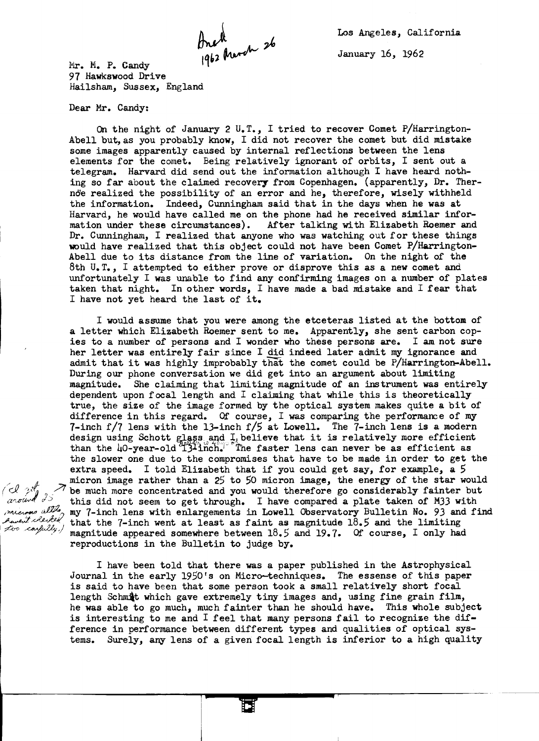Ansd 1962 March 26

Los Angeles, California

January 16, 1962

Mr. M. P. Candy
97 Hawkswood Drive
Hailsham, Sussex, England

Dear Mr. Candy:

On the night of January 2 U.T., I tried to recover Comet P/Harrington-Abell but, as you probably know, I did not recover the comet but did mistake some images apparently caused by internal reflections between the lens elements for the comet. Being relatively ignorant of orbits, I sent out a telegram. Harvard did send out the information although I have heard nothing so far about the claimed recovery from Copenhagen. (apparently, Dr. Thernöe realized the possibility of an error and he, therefore, wisely withheld the information. Indeed, Cunningham said that in the days when he was at Harvard, he would have called me on the phone had he received similar information under these circumstances). After talking with Elizabeth Roemer and Dr. Cunningham, I realized that anyone who was watching out for these things would have realized that this object could not have been Comet P/Harrington-Abell due to its distance from the line of variation. On the night of the 8th U.T., I attempted to either prove or disprove this as a new comet and unfortunately I was unable to find any confirming images on a number of plates taken that night. In other words, I have made a bad mistake and I fear that I have not yet heard the last of it.

I would assume that you were among the etceteras listed at the bottom of a letter which Elizabeth Roemer sent to me. Apparently, she sent carbon copies to a number of persons and I wonder who these persons are. I am not sure her letter was entirely fair since I did indeed later admit my ignorance and admit that it was highly improbably that the comet could be P/Harrington-Abell. During our phone conversation we did get into an argument about limiting magnitude. She claiming that limiting magnitude of an instrument was entirely dependent upon focal length and I claiming that while this is theoretically true, the size of the image formed by the optical system makes quite a bit of difference in this regard. Of course, I was comparing the performance of my 7-inch f/7 lens with the 13-inch f/5 at Lowell. The 7-inch lens is a modern design using Schott glass and I believe that it is relatively more efficient than the 40-year-old 13-inch. The faster lens can never be as efficient as the slower one due to the compromises that have to be made in order to get the extra speed. I told Elizabeth that if you could get say, for example, a 5 micron image rather than a 25 to 50 micron image, the energy of the star would be much more concentrated and you would therefore go considerably fainter but this did not seem to get through. I have compared a plate taken of M33 with my 7-inch lens with enlargements in Lowell Observatory Bulletin No. 93 and find that the 7-inch went at least as faint as magnitude 18.5 and the limiting magnitude appeared somewhere between 18.5 and 19.7. Of course, I only had reproductions in the Bulletin to judge by.

(13 inch around 25 microns altho haven't checked too carefully.)

I have been told that there was a paper published in the Astrophysical Journal in the early 1950's on Micro-techniques. The essense of this paper is said to have been that some person took a small relatively short focal length Schmidt which gave extremely tiny images and, using fine grain film, he was able to go much, much fainter than he should have. This whole subject is interesting to me and I feel that many persons fail to recognize the difference in performance between different types and qualities of optical systems. Surely, any lens of a given focal length is inferior to a high quality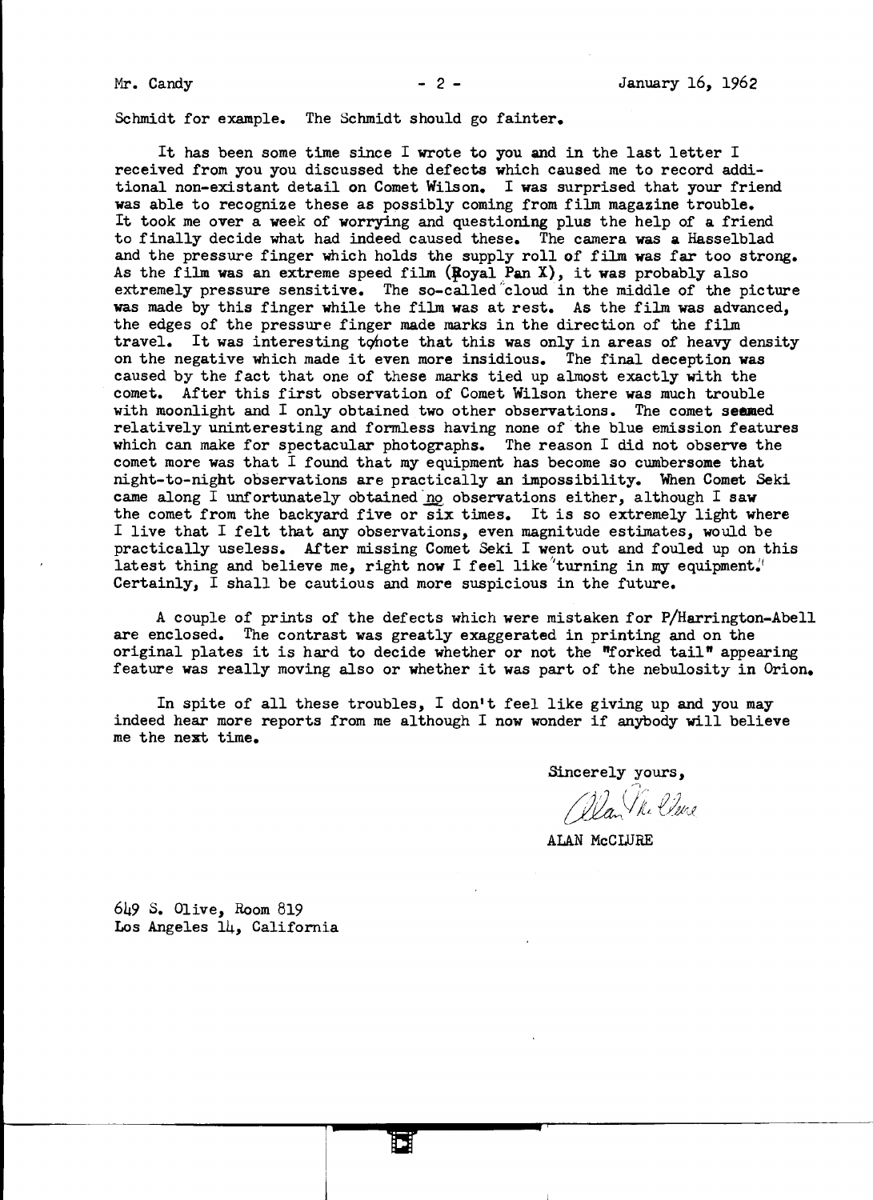Schmidt for example. The Schmidt should go fainter.

It has been some time since I wrote to you and in the last letter I received from you you discussed the defects which caused me to record additional non-existant detail on Comet Wilson. I was surprised that your friend was able to recognize these as possibly coming from film magazine trouble. It took me over a week of worrying and questioning plus the help of a friend to finally decide what had indeed caused these. The camera was a Hasselblad and the pressure finger which holds the supply roll of film was far too strong. As the film was an extreme speed film (Royal Pan X), it was probably also extremely pressure sensitive. The so-called cloud in the middle of the picture was made by this finger while the film was at rest. As the film was advanced, the edges of the pressure finger made marks in the direction of the film travel. It was interesting to note that this was only in areas of heavy density on the negative which made it even more insidious. The final deception was caused by the fact that one of these marks tied up almost exactly with the comet. After this first observation of Comet Wilson there was much trouble with moonlight and I only obtained two other observations. The comet seemed relatively uninteresting and formless having none of the blue emission features which can make for spectacular photographs. The reason I did not observe the comet more was that I found that my equipment has become so cumbersome that night-to-night observations are practically an impossibility. When Comet Seki came along I unfortunately obtained no observations either, although I saw the comet from the backyard five or six times. It is so extremely light where I live that I felt that any observations, even magnitude estimates, would be practically useless. After missing Comet Seki I went out and fouled up on this latest thing and believe me, right now I feel like "turning in my equipment." Certainly, I shall be cautious and more suspicious in the future.

A couple of prints of the defects which were mistaken for P/Harrington-Abell are enclosed. The contrast was greatly exaggerated in printing and on the original plates it is hard to decide whether or not the "forked tail" appearing feature was really moving also or whether it was part of the nebulosity in Orion.

In spite of all these troubles, I don't feel like giving up and you may indeed hear more reports from me although I now wonder if anybody will believe me the next time.

Sincerely yours,

Alan McClure

ALAN McCLURE

649 S. Olive, Room 819
Los Angeles 14, California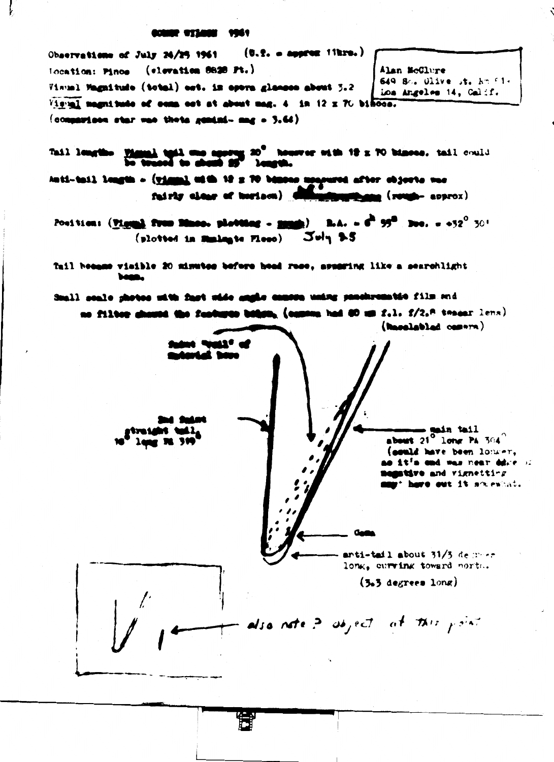# COMET WILSON 1961

Observations of July 24/25 1961 (U.T. = approx 11hrs.)

Location: Pinos (elevation 8828 Ft.)

Visual Magnitude (total) est. in opera glasses about 3.2

Visual magnitude of coma est at about mag. 4 in 12 x 70 binocs.

(comparison star was theta gemini- mag = 3.64)

Alan McClure
649 So. Olive St. Rm 614
Los Angeles 14, Calif.

Tail length: Visual tail was approx 20° however with 12 x 70 binocs. tail could be traced to about 25° length.

Anti-tail length = (visual with 12 x 70 binocs measured after objects was fairly clear of horizon) ~~ ~~ 3.3° (rough- approx)

Position: (Visual from Binoc. plotting - rough) R.A. = 6h 55m Dec. = +32° 30'
(plotted in Skalnate Pleso) July 25

Tail became visible 20 minutes before head rose, appearing like a searchlight beam.

Small scale photos with fast wide angle camera using panchromatic film and no filter showed the features below. (camera had 80 mm f.l. f/2.8 tessar lens) (Hasselblad camera)

faint "veil" of material here

2nd faint straight tail, 10° long PA 319°

main tail about 21° long PA 304° (could have been longer, as it's end was near edge of negative and vignetting may have cut it somewhat.

Coma

anti-tail about 31/3 degrees long, curving toward north.

(3.3 degrees long)

also note ? object at this point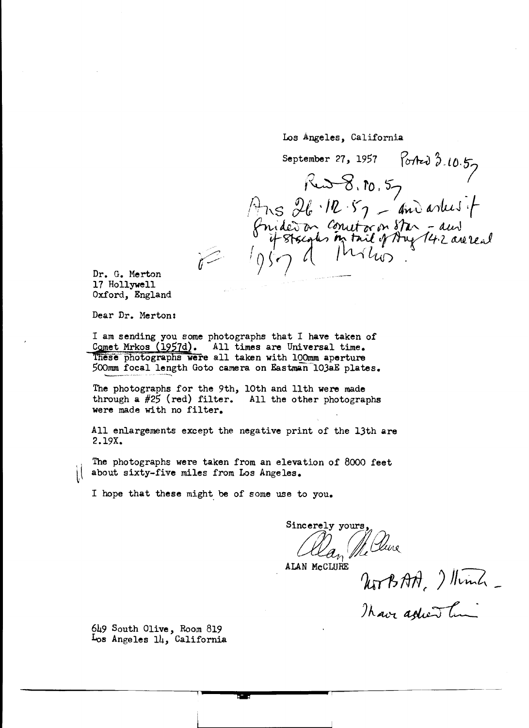Los Angeles, California

September 27, 1957 Posted 3.10.57

Recd 8.10.57

Ans 26.10.57 – and asked if guider on comet or on star – and if streaks on tail of Aug 14.2 are real

1957 d Mrkos

Dr. G. Merton
17 Hollywell
Oxford, England

Dear Dr. Merton:

I am sending you some photographs that I have taken of Comet Mrkos (1957d). All times are Universal time. These photographs were all taken with 100mm aperture 500mm focal length Goto camera on Eastman 103aE plates.

The photographs for the 9th, 10th and 11th were made through a #25 (red) filter. All the other photographs were made with no filter.

All enlargements except the negative print of the 13th are 2.19X.

The photographs were taken from an elevation of 8000 feet about sixty-five miles from Los Angeles.

I hope that these might be of some use to you.

Sincerely yours,

Alan McClure

ALAN McCLURE

Not BAA, I think – I have asked him

649 South Olive, Room 819
Los Angeles 14, California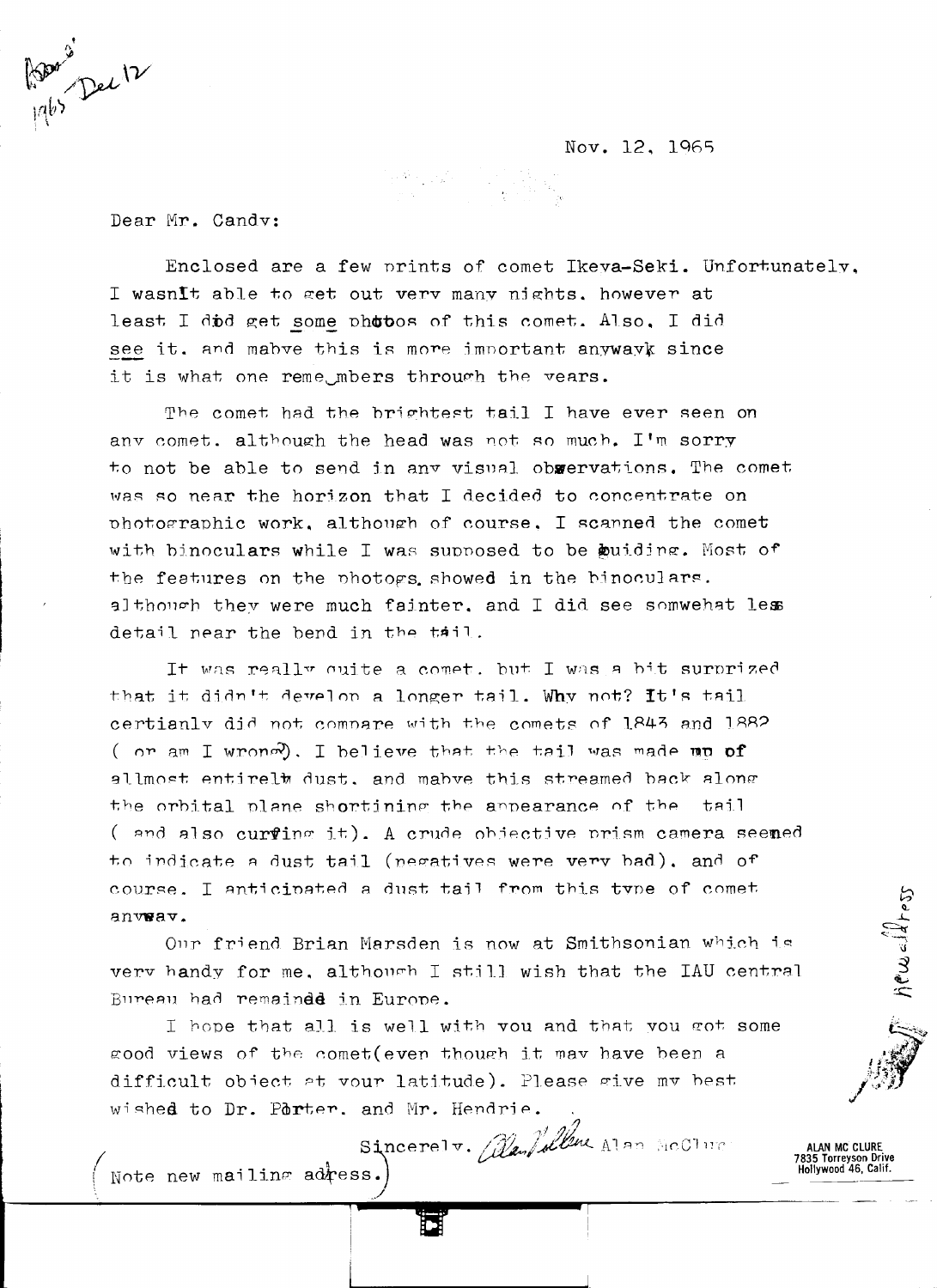Ans'd 1965 Dec 12

Nov. 12, 1965

Dear Mr. Candy:

Enclosed are a few prints of comet Ikeya-Seki. Unfortunately, I wasn't able to get out very many nights. however at least I did get some photos of this comet. Also, I did see it. and maybe this is more important anyway since it is what one remembers through the years.

The comet had the brightest tail I have ever seen on any comet. although the head was not so much. I'm sorry to not be able to send in any visual observations. The comet was so near the horizon that I decided to concentrate on photographic work, although of course, I scanned the comet with binoculars while I was supposed to be guiding. Most of the features on the photogs. showed in the binoculars. although they were much fainter. and I did see somwehat less detail near the bend in the tail.

It was really quite a comet. but I was a bit surprized that it didn't develop a longer tail. Why not? It's tail certianly did not compare with the comets of 1843 and 1882 ( or am I wrong?). I believe that the tail was made up of allmost entirely dust. and maybe this streamed back along the orbital plane shortining the appearance of the tail ( and also curving it). A crude objective prism camera seemed to indicate a dust tail (negatives were very bad). and of course. I anticipated a dust tail from this type of comet anyway.

Our friend Brian Marsden is now at Smithsonian which is very handy for me. although I still wish that the IAU central Bureau had remained in Europe.

I hope that all is well with you and that you got some good views of the comet(even though it may have been a difficult object at your latitude). Please give my best wished to Dr. Porter. and Mr. Hendrie.

Sincerely. Alan McClure Alan McClure

(Note new mailing adress.)

New address

ALAN MC CLURE
7835 Torreyson Drive
Hollywood 46, Calif.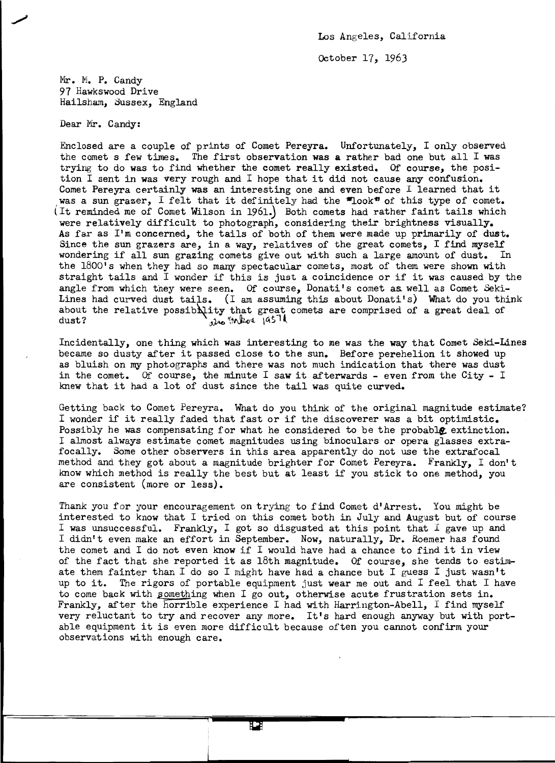Los Angeles, California

October 17, 1963

Mr. M. P. Candy
97 Hawkswood Drive
Hailsham, Sussex, England

Dear Mr. Candy:

Enclosed are a couple of prints of Comet Pereyra. Unfortunately, I only observed the comet s few times. The first observation was a rather bad one but all I was trying to do was to find whether the comet really existed. Of course, the position I sent in was very rough and I hope that it did not cause any confusion. Comet Pereyra certainly was an interesting one and even before I learned that it was a sun grazer, I felt that it definitely had the "look" of this type of comet. (It reminded me of Comet Wilson in 1961.) Both comets had rather faint tails which were relatively difficult to photograph, considering their brightness visually. As far as I'm concerned, the tails of both of them were made up primarily of dust. Since the sun grazers are, in a way, relatives of the great comets, I find myself wondering if all sun grazing comets give out with such a large amount of dust. In the 1800's when they had so many spectacular comets, most of them were shown with straight tails and I wonder if this is just a coincidence or if it was caused by the angle from which they were seen. Of course, Donati's comet as well as Comet Seki-Lines had curved dust tails. (I am assuming this about Donati's) What do you think about the relative possibility that great comets are comprised of a great deal of dust? also Mrkos 1957

Incidentally, one thing which was interesting to me was the way that Comet Seki-Lines became so dusty after it passed close to the sun. Before perehelion it showed up as bluish on my photographs and there was not much indication that there was dust in the comet. Of course, the minute I saw it afterwards - even from the City - I knew that it had a lot of dust since the tail was quite curved.

Getting back to Comet Pereyra. What do you think of the original magnitude estimate? I wonder if it really faded that fast or if the discoverer was a bit optimistic. Possibly he was compensating for what he considered to be the probable extinction. I almost always estimate comet magnitudes using binoculars or opera glasses extrafocally. Some other observers in this area apparently do not use the extrafocal method and they got about a magnitude brighter for Comet Pereyra. Frankly, I don't know which method is really the best but at least if you stick to one method, you are consistent (more or less).

Thank you for your encouragement on trying to find Comet d'Arrest. You might be interested to know that I tried on this comet both in July and August but of course I was unsuccessful. Frankly, I got so disgusted at this point that I gave up and I didn't even make an effort in September. Now, naturally, Dr. Roemer has found the comet and I do not even know if I would have had a chance to find it in view of the fact that she reported it as 18th magnitude. Of course, she tends to estimate them fainter than I do so I might have had a chance but I guess I just wasn't up to it. The rigors of portable equipment just wear me out and I feel that I have to come back with something when I go out, otherwise acute frustration sets in. Frankly, after the horrible experience I had with Harrington-Abell, I find myself very reluctant to try and recover any more. It's hard enough anyway but with portable equipment it is even more difficult because often you cannot confirm your observations with enough care.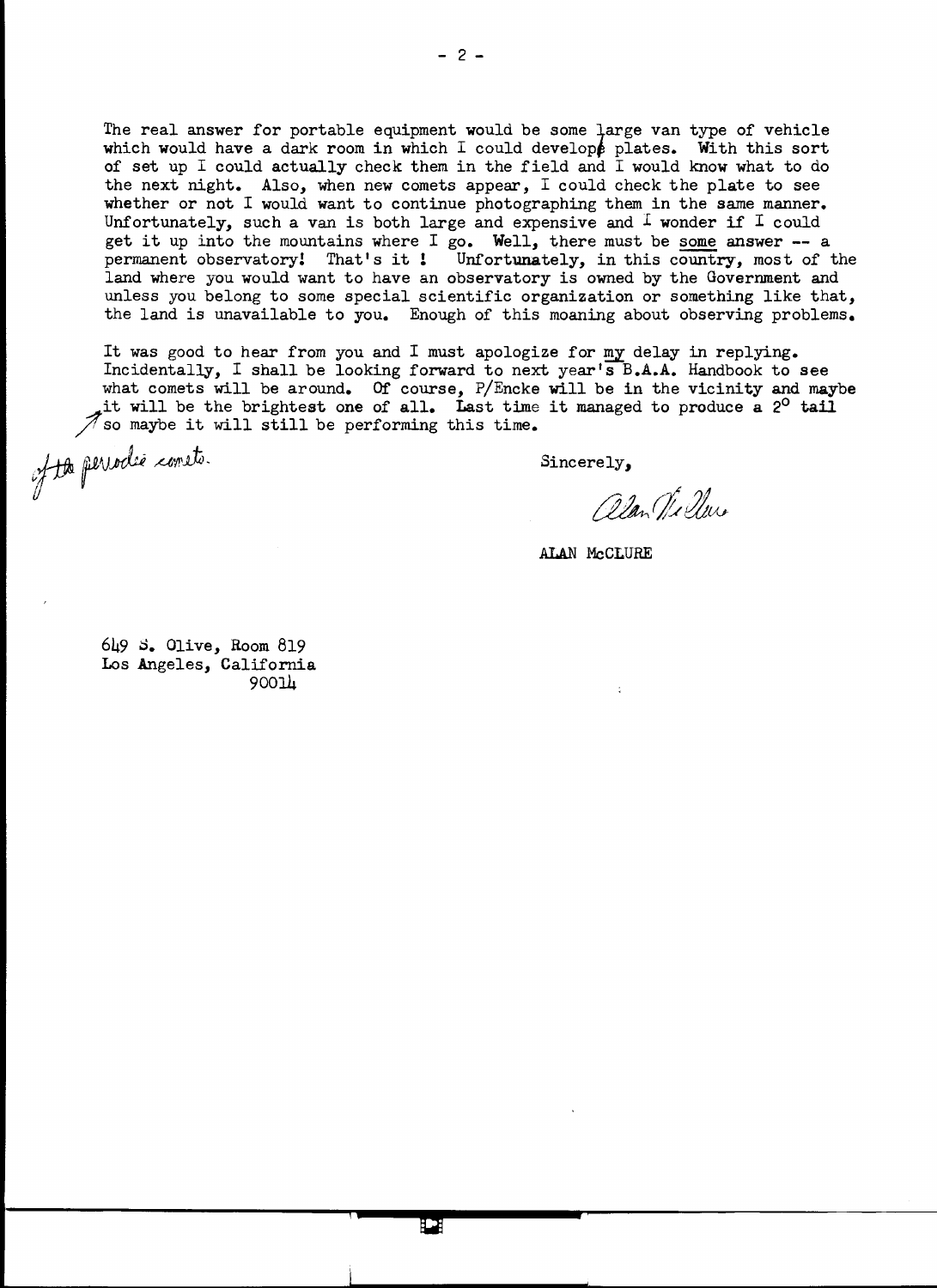The real answer for portable equipment would be some large van type of vehicle which would have a dark room in which I could develop plates. With this sort of set up I could actually check them in the field and I would know what to do the next night. Also, when new comets appear, I could check the plate to see whether or not I would want to continue photographing them in the same manner. Unfortunately, such a van is both large and expensive and I wonder if I could get it up into the mountains where I go. Well, there must be some answer -- a permanent observatory! That's it ! Unfortunately, in this country, most of the land where you would want to have an observatory is owned by the Government and unless you belong to some special scientific organization or something like that, the land is unavailable to you. Enough of this moaning about observing problems.

It was good to hear from you and I must apologize for my delay in replying. Incidentally, I shall be looking forward to next year's B.A.A. Handbook to see what comets will be around. Of course, P/Encke will be in the vicinity and maybe it will be the brightest one of all. Last time it managed to produce a 2° tail so maybe it will still be performing this time.

*of the periodic comets.*

Sincerely,

*Alan McClure*

ALAN McCLURE

649 S. Olive, Room 819
Los Angeles, California
90014